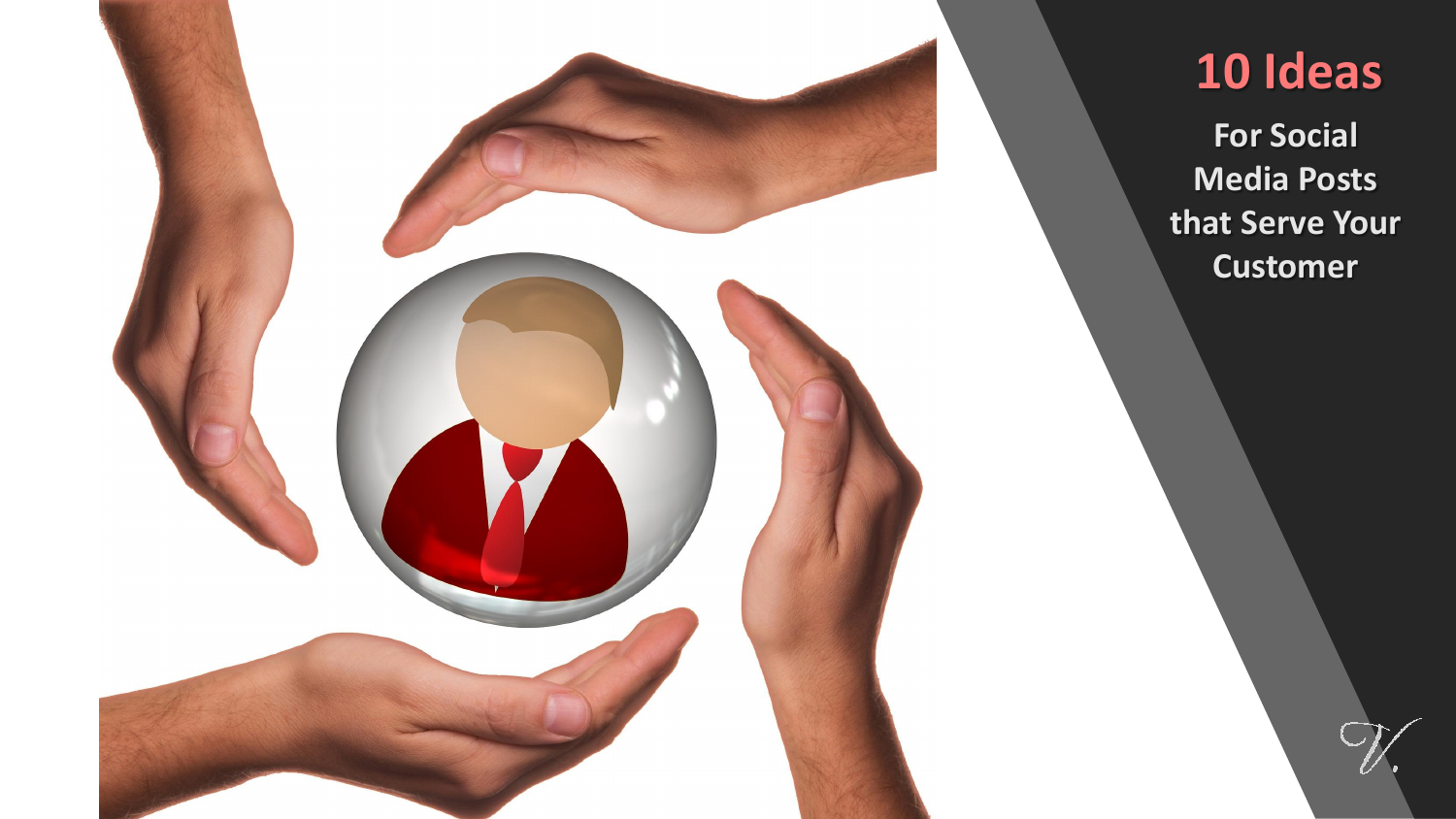# 10 Ideas

**For Social Media Posts that Serve Your Customer**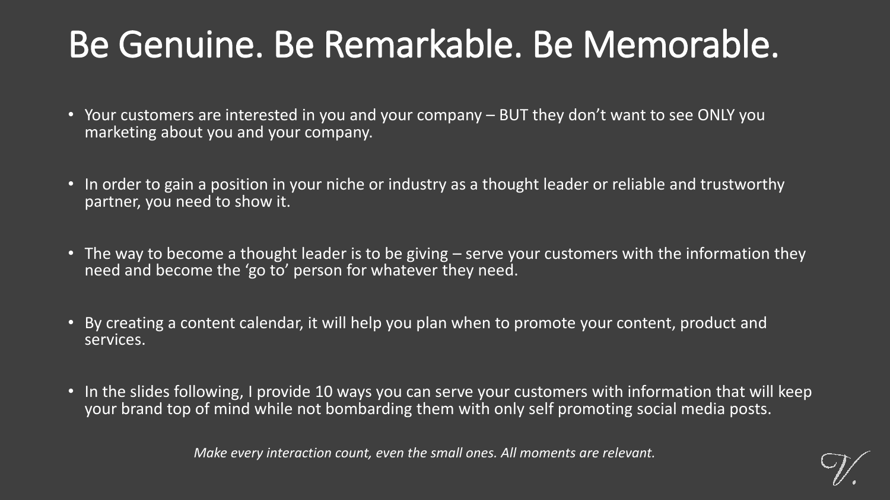# Be Genuine. Be Remarkable. Be Memorable.

- Your customers are interested in you and your company – BUT they don't want to see ONLY you marketing about you and your company.
- In order to gain a position in your niche or industry as a thought leader or reliable and trustworthy partner, you need to show it.
- The way to become a thought leader is to be giving – serve your customers with the information they need and become the 'go to' person for whatever they need.
- By creating a content calendar, it will help you plan when to promote your content, product and services.
- In the slides following, I provide 10 ways you can serve your customers with information that will keep your brand top of mind while not bombarding them with only self promoting social media posts.

*Make every interaction count, even the small ones. All moments are relevant.*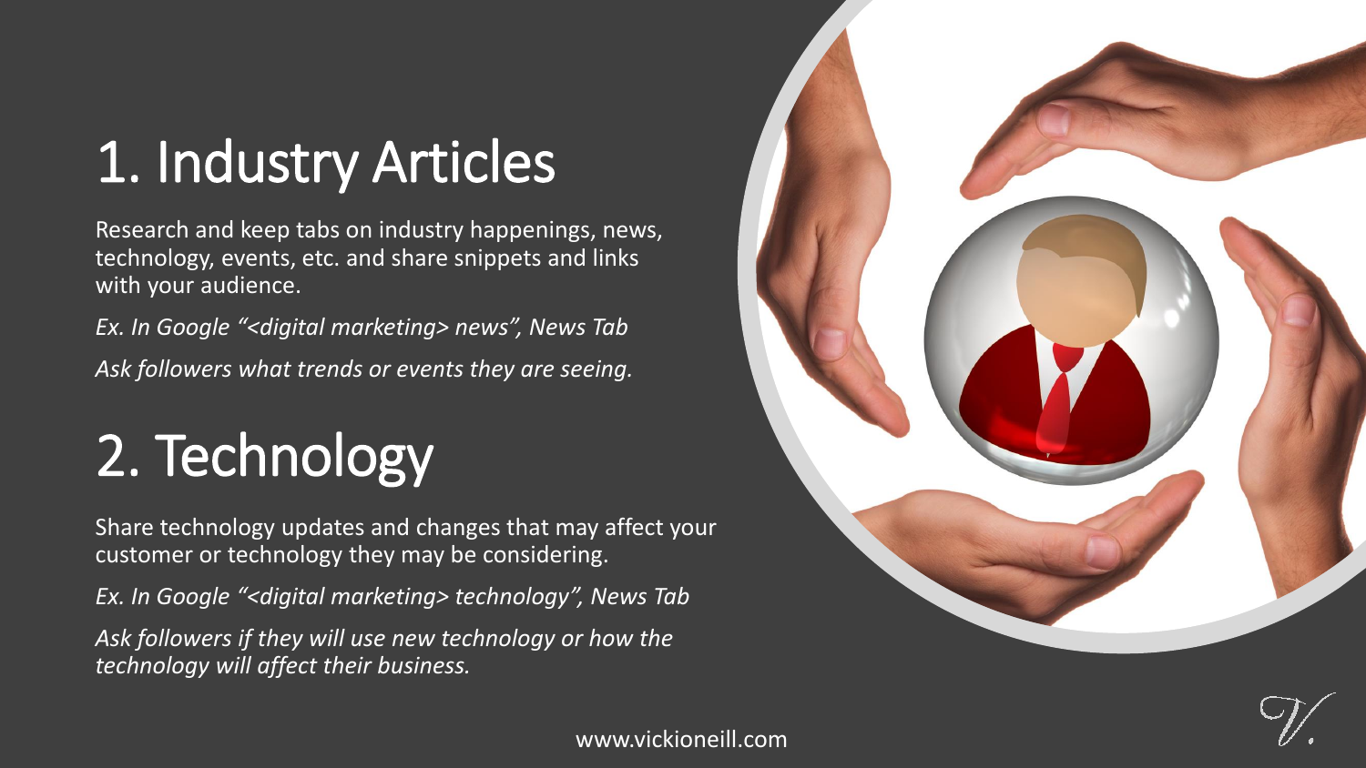# 1. Industry Articles

Research and keep tabs on industry happenings, news, technology, events, etc. and share snippets and links with your audience.

*Ex. In Google "<digital marketing> news", News Tab*

*Ask followers what trends or events they are seeing.*

# 2. Technology

Share technology updates and changes that may affect your customer or technology they may be considering.

*Ex. In Google "<digital marketing> technology", News Tab*

*Ask followers if they will use new technology or how the technology will affect their business.*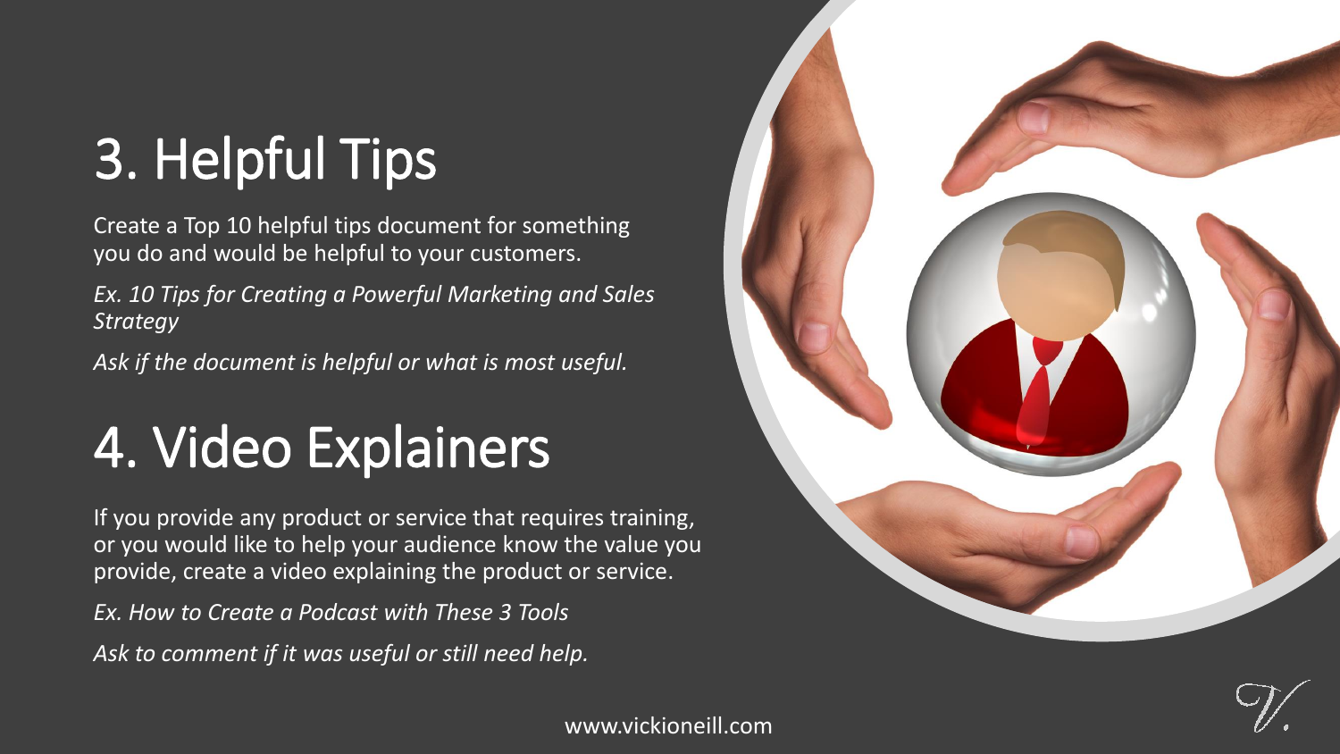# 3. Helpful Tips

Create a Top 10 helpful tips document for something you do and would be helpful to your customers.

*Ex. 10 Tips for Creating a Powerful Marketing and Sales Strategy*

*Ask if the document is helpful or what is most useful.*

# 4. Video Explainers

If you provide any product or service that requires training, or you would like to help your audience know the value you provide, create a video explaining the product or service.

*Ex. How to Create a Podcast with These 3 Tools*

*Ask to comment if it was useful or still need help.*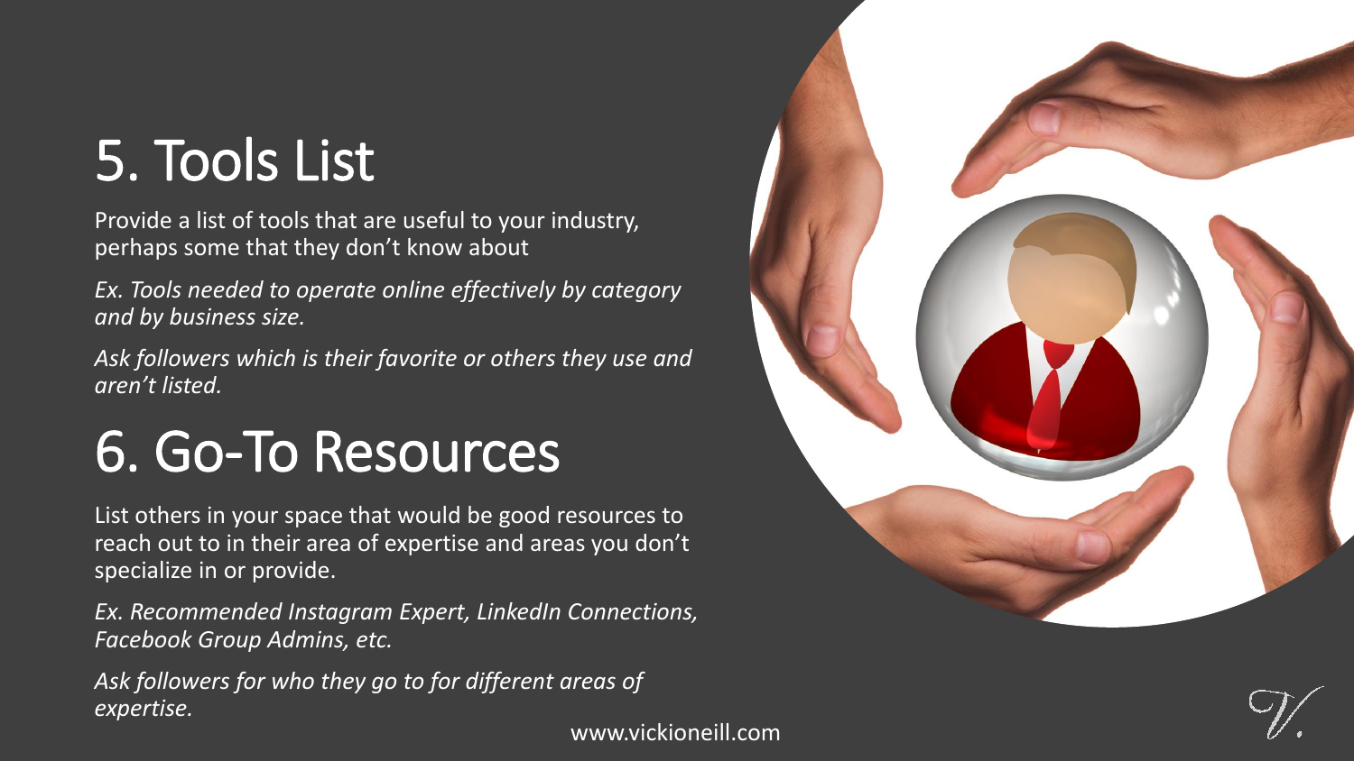# 5. Tools List

Provide a list of tools that are useful to your industry, perhaps some that they don't know about

*Ex. Tools needed to operate online effectively by category and by business size.*

*Ask followers which is their favorite or others they use and aren't listed.*

# 6. Go-To Resources

List others in your space that would be good resources to reach out to in their area of expertise and areas you don't specialize in or provide.

*Ex. Recommended Instagram Expert, LinkedIn Connections, Facebook Group Admins, etc.*

*Ask followers for who they go to for different areas of expertise.*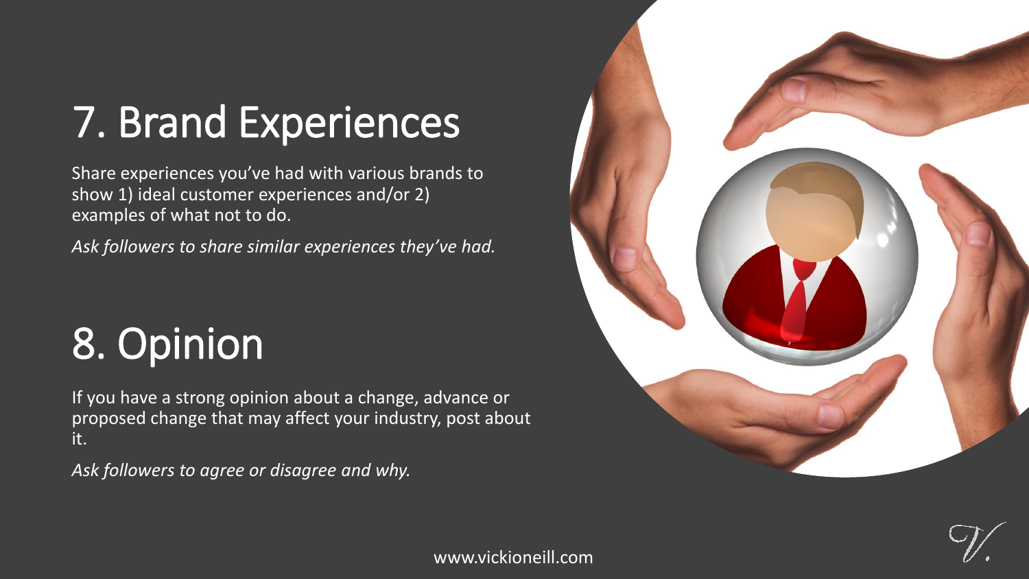# 7. Brand Experiences

Share experiences you've had with various brands to show 1) ideal customer experiences and/or 2) examples of what not to do.

*Ask followers to share similar experiences they've had.*

# 8. Opinion

If you have a strong opinion about a change, advance or proposed change that may affect your industry, post about it.

*Ask followers to agree or disagree and why.*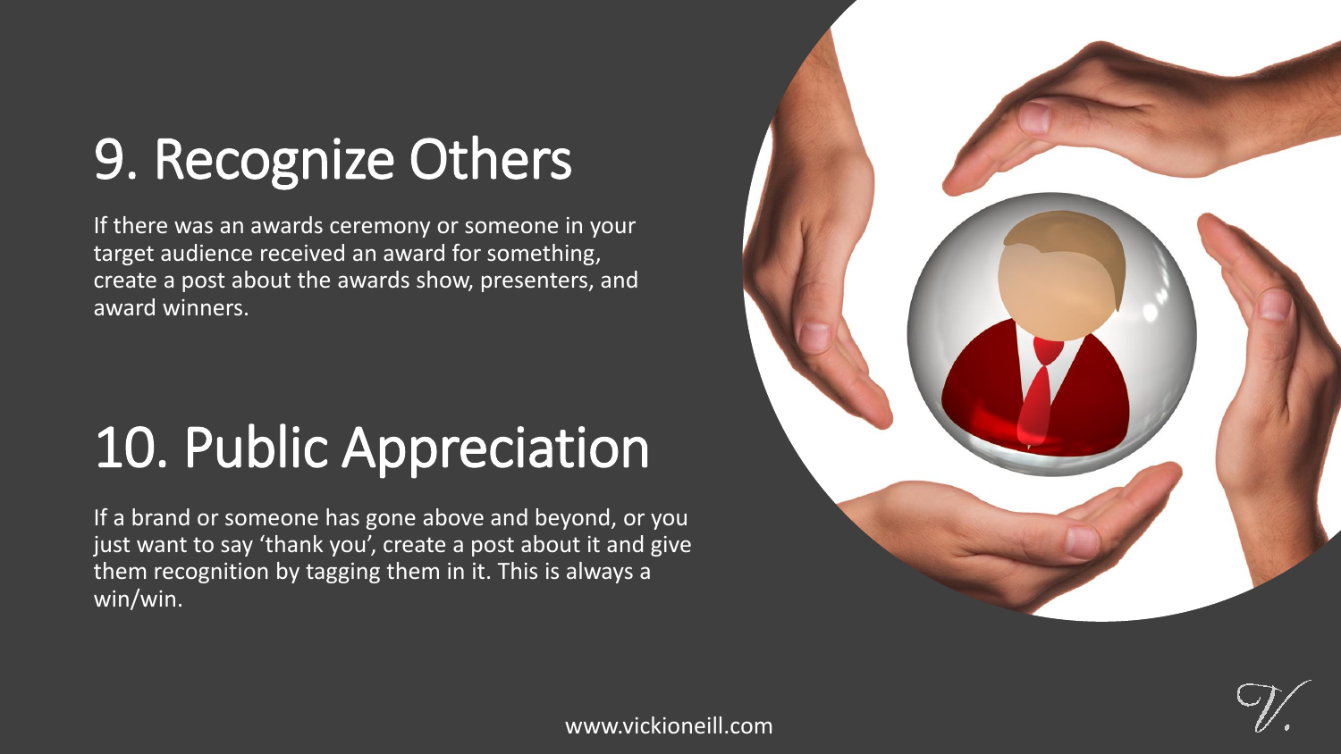# 9. Recognize Others

If there was an awards ceremony or someone in your target audience received an award for something, create a post about the awards show, presenters, and award winners.

# 10. Public Appreciation

If a brand or someone has gone above and beyond, or you just want to say 'thank you', create a post about it and give them recognition by tagging them in it. This is always a win/win.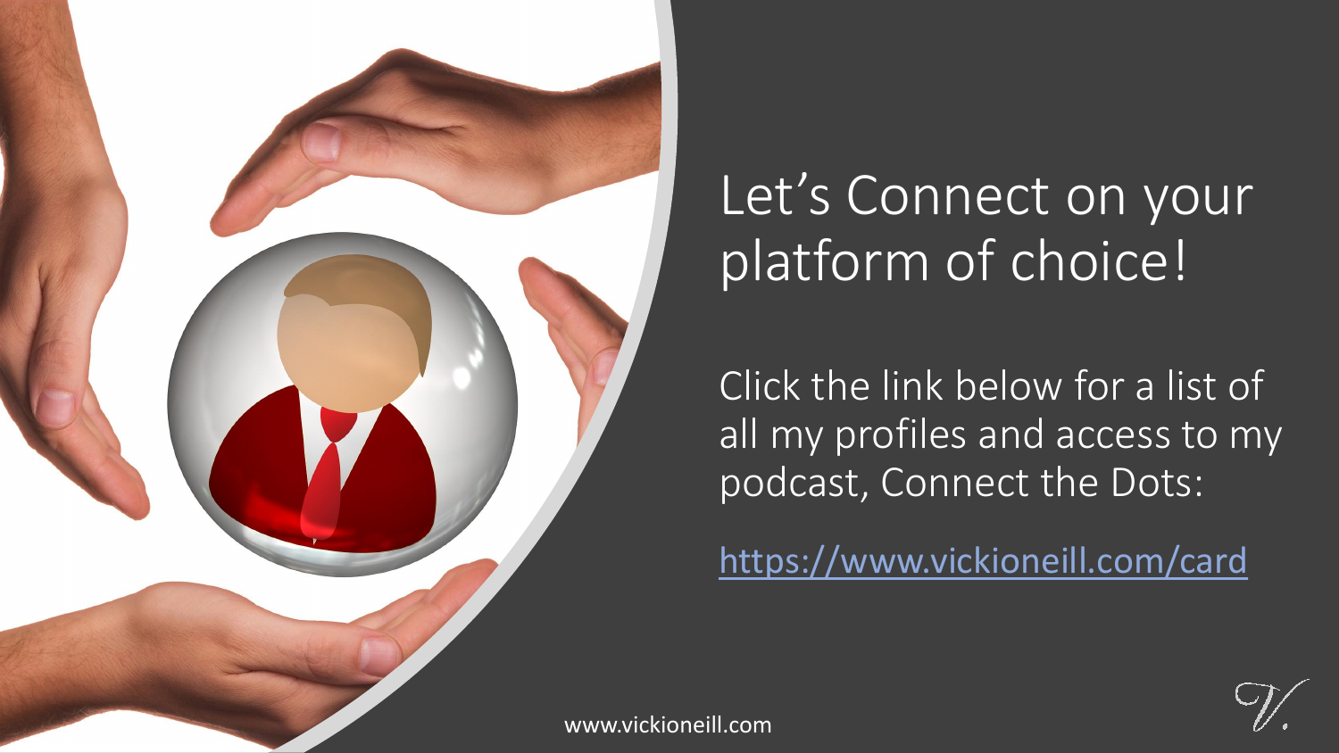# Let's Connect on your platform of choice!

Click the link below for a list of all my profiles and access to my podcast, Connect the Dots:

https://www.vickioneill.com/card

www.vickioneill.com